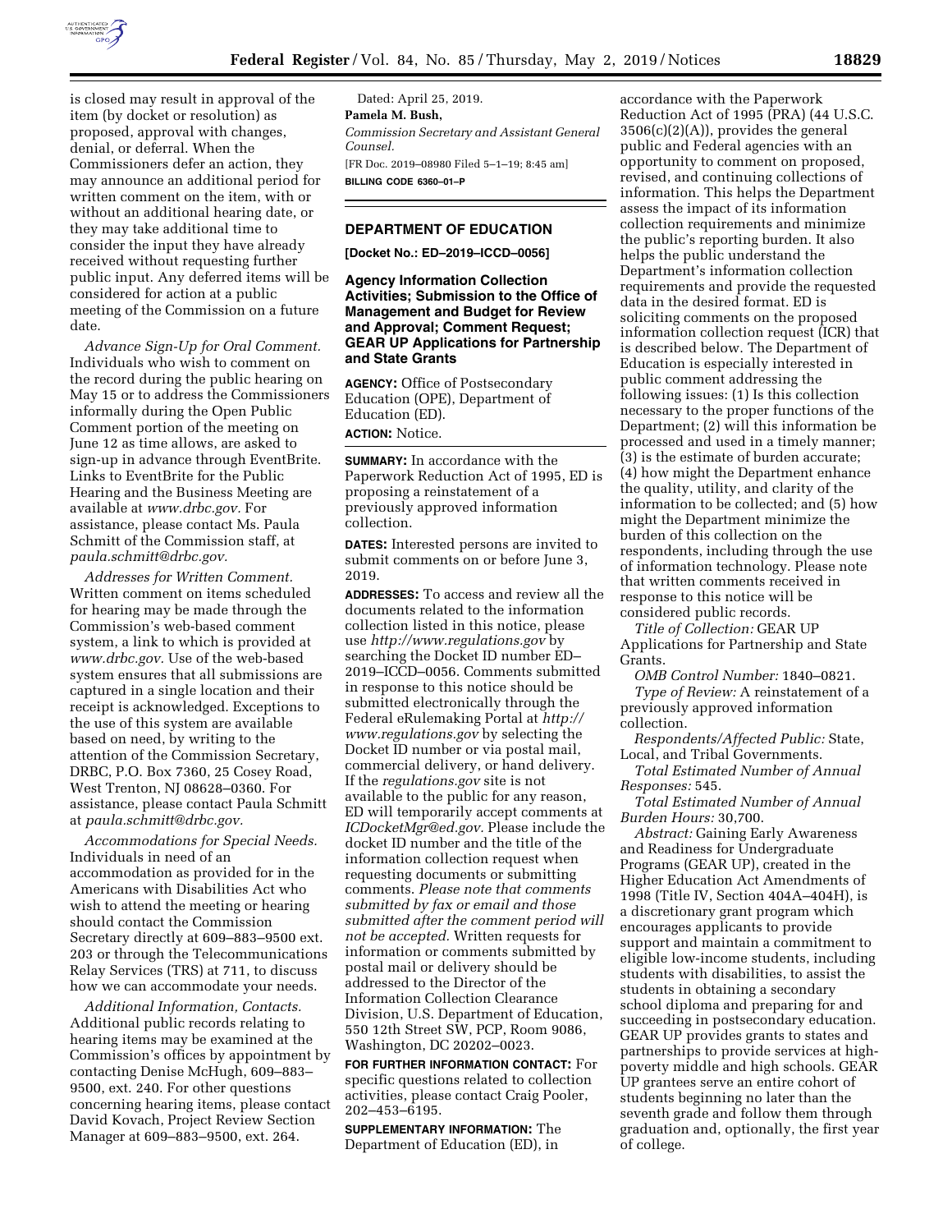is closed may result in approval of the item (by docket or resolution) as proposed, approval with changes, denial, or deferral. When the Commissioners defer an action, they may announce an additional period for written comment on the item, with or without an additional hearing date, or they may take additional time to consider the input they have already received without requesting further public input. Any deferred items will be considered for action at a public meeting of the Commission on a future date.

*Advance Sign-Up for Oral Comment.* Individuals who wish to comment on the record during the public hearing on May 15 or to address the Commissioners informally during the Open Public Comment portion of the meeting on June 12 as time allows, are asked to sign-up in advance through EventBrite. Links to EventBrite for the Public Hearing and the Business Meeting are available at *www.drbc.gov.* For assistance, please contact Ms. Paula Schmitt of the Commission staff, at *paula.schmitt@drbc.gov.*

*Addresses for Written Comment.* Written comment on items scheduled for hearing may be made through the Commission's web-based comment system, a link to which is provided at *www.drbc.gov.* Use of the web-based system ensures that all submissions are captured in a single location and their receipt is acknowledged. Exceptions to the use of this system are available based on need, by writing to the attention of the Commission Secretary, DRBC, P.O. Box 7360, 25 Cosey Road, West Trenton, NJ 08628–0360. For assistance, please contact Paula Schmitt at *paula.schmitt@drbc.gov.*

*Accommodations for Special Needs.* Individuals in need of an accommodation as provided for in the Americans with Disabilities Act who wish to attend the meeting or hearing should contact the Commission Secretary directly at 609–883–9500 ext. 203 or through the Telecommunications Relay Services (TRS) at 711, to discuss how we can accommodate your needs.

*Additional Information, Contacts.* Additional public records relating to hearing items may be examined at the Commission's offices by appointment by contacting Denise McHugh, 609–883–9500, ext. 240. For other questions concerning hearing items, please contact David Kovach, Project Review Section Manager at 609–883–9500, ext. 264.

Dated: April 25, 2019.

**Pamela M. Bush,**

*Commission Secretary and Assistant General Counsel.*

[FR Doc. 2019–08980 Filed 5–1–19; 8:45 am]

**BILLING CODE 6360–01–P**

## DEPARTMENT OF EDUCATION

**[Docket No.: ED–2019–ICCD–0056]**

### Agency Information Collection Activities; Submission to the Office of Management and Budget for Review and Approval; Comment Request; GEAR UP Applications for Partnership and State Grants

**AGENCY:** Office of Postsecondary Education (OPE), Department of Education (ED).

**ACTION:** Notice.

**SUMMARY:** In accordance with the Paperwork Reduction Act of 1995, ED is proposing a reinstatement of a previously approved information collection.

**DATES:** Interested persons are invited to submit comments on or before June 3, 2019.

**ADDRESSES:** To access and review all the documents related to the information collection listed in this notice, please use *http://www.regulations.gov* by searching the Docket ID number ED–2019–ICCD–0056. Comments submitted in response to this notice should be submitted electronically through the Federal eRulemaking Portal at *http://www.regulations.gov* by selecting the Docket ID number or via postal mail, commercial delivery, or hand delivery. If the *regulations.gov* site is not available to the public for any reason, ED will temporarily accept comments at *ICDocketMgr@ed.gov.* Please include the docket ID number and the title of the information collection request when requesting documents or submitting comments. *Please note that comments submitted by fax or email and those submitted after the comment period will not be accepted.* Written requests for information or comments submitted by postal mail or delivery should be addressed to the Director of the Information Collection Clearance Division, U.S. Department of Education, 550 12th Street SW, PCP, Room 9086, Washington, DC 20202–0023.

**FOR FURTHER INFORMATION CONTACT:** For specific questions related to collection activities, please contact Craig Pooler, 202–453–6195.

**SUPPLEMENTARY INFORMATION:** The Department of Education (ED), in accordance with the Paperwork Reduction Act of 1995 (PRA) (44 U.S.C. 3506(c)(2)(A)), provides the general public and Federal agencies with an opportunity to comment on proposed, revised, and continuing collections of information. This helps the Department assess the impact of its information collection requirements and minimize the public's reporting burden. It also helps the public understand the Department's information collection requirements and provide the requested data in the desired format. ED is soliciting comments on the proposed information collection request (ICR) that is described below. The Department of Education is especially interested in public comment addressing the following issues: (1) Is this collection necessary to the proper functions of the Department; (2) will this information be processed and used in a timely manner; (3) is the estimate of burden accurate; (4) how might the Department enhance the quality, utility, and clarity of the information to be collected; and (5) how might the Department minimize the burden of this collection on the respondents, including through the use of information technology. Please note that written comments received in response to this notice will be considered public records.

*Title of Collection:* GEAR UP Applications for Partnership and State Grants.

*OMB Control Number:* 1840–0821.

*Type of Review:* A reinstatement of a previously approved information collection.

*Respondents/Affected Public:* State, Local, and Tribal Governments.

*Total Estimated Number of Annual Responses:* 545.

*Total Estimated Number of Annual Burden Hours:* 30,700.

*Abstract:* Gaining Early Awareness and Readiness for Undergraduate Programs (GEAR UP), created in the Higher Education Act Amendments of 1998 (Title IV, Section 404A–404H), is a discretionary grant program which encourages applicants to provide support and maintain a commitment to eligible low-income students, including students with disabilities, to assist the students in obtaining a secondary school diploma and preparing for and succeeding in postsecondary education. GEAR UP provides grants to states and partnerships to provide services at high-poverty middle and high schools. GEAR UP grantees serve an entire cohort of students beginning no later than the seventh grade and follow them through graduation and, optionally, the first year of college.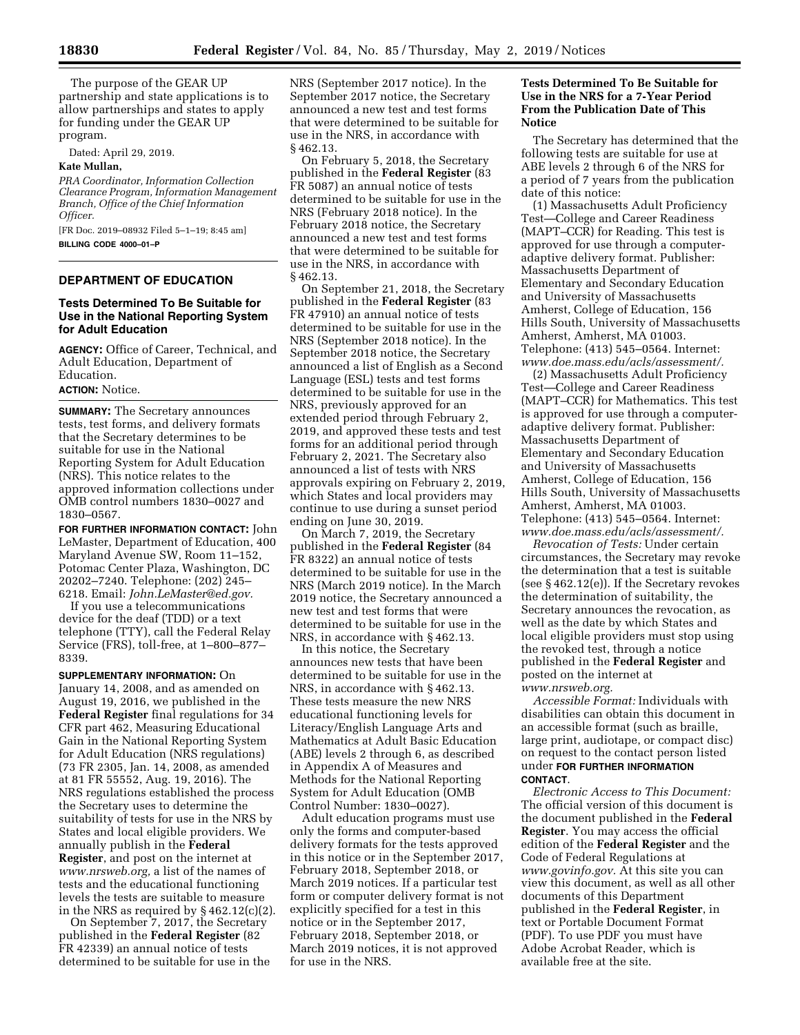The purpose of the GEAR UP partnership and state applications is to allow partnerships and states to apply for funding under the GEAR UP program.

Dated: April 29, 2019.

**Kate Mullan,**

*PRA Coordinator, Information Collection Clearance Program, Information Management Branch, Office of the Chief Information Officer.*

[FR Doc. 2019–08932 Filed 5–1–19; 8:45 am]

**BILLING CODE 4000–01–P**

---

## DEPARTMENT OF EDUCATION

### Tests Determined To Be Suitable for Use in the National Reporting System for Adult Education

**AGENCY:** Office of Career, Technical, and Adult Education, Department of Education.

**ACTION:** Notice.

**SUMMARY:** The Secretary announces tests, test forms, and delivery formats that the Secretary determines to be suitable for use in the National Reporting System for Adult Education (NRS). This notice relates to the approved information collections under OMB control numbers 1830–0027 and 1830–0567.

**FOR FURTHER INFORMATION CONTACT:** John LeMaster, Department of Education, 400 Maryland Avenue SW, Room 11–152, Potomac Center Plaza, Washington, DC 20202–7240. Telephone: (202) 245–6218. Email: *John.LeMaster@ed.gov.*

If you use a telecommunications device for the deaf (TDD) or a text telephone (TTY), call the Federal Relay Service (FRS), toll-free, at 1–800–877–8339.

**SUPPLEMENTARY INFORMATION:** On January 14, 2008, and as amended on August 19, 2016, we published in the **Federal Register** final regulations for 34 CFR part 462, Measuring Educational Gain in the National Reporting System for Adult Education (NRS regulations) (73 FR 2305, Jan. 14, 2008, as amended at 81 FR 55552, Aug. 19, 2016). The NRS regulations established the process the Secretary uses to determine the suitability of tests for use in the NRS by States and local eligible providers. We annually publish in the **Federal Register**, and post on the internet at *www.nrsweb.org,* a list of the names of tests and the educational functioning levels the tests are suitable to measure in the NRS as required by § 462.12(c)(2).

On September 7, 2017, the Secretary published in the **Federal Register** (82 FR 42339) an annual notice of tests determined to be suitable for use in the NRS (September 2017 notice). In the September 2017 notice, the Secretary announced a new test and test forms that were determined to be suitable for use in the NRS, in accordance with § 462.13.

On February 5, 2018, the Secretary published in the **Federal Register** (83 FR 5087) an annual notice of tests determined to be suitable for use in the NRS (February 2018 notice). In the February 2018 notice, the Secretary announced a new test and test forms that were determined to be suitable for use in the NRS, in accordance with § 462.13.

On September 21, 2018, the Secretary published in the **Federal Register** (83 FR 47910) an annual notice of tests determined to be suitable for use in the NRS (September 2018 notice). In the September 2018 notice, the Secretary announced a list of English as a Second Language (ESL) tests and test forms determined to be suitable for use in the NRS, previously approved for an extended period through February 2, 2019, and approved these tests and test forms for an additional period through February 2, 2021. The Secretary also announced a list of tests with NRS approvals expiring on February 2, 2019, which States and local providers may continue to use during a sunset period ending on June 30, 2019.

On March 7, 2019, the Secretary published in the **Federal Register** (84 FR 8322) an annual notice of tests determined to be suitable for use in the NRS (March 2019 notice). In the March 2019 notice, the Secretary announced a new test and test forms that were determined to be suitable for use in the NRS, in accordance with § 462.13.

In this notice, the Secretary announces new tests that have been determined to be suitable for use in the NRS, in accordance with § 462.13. These tests measure the new NRS educational functioning levels for Literacy/English Language Arts and Mathematics at Adult Basic Education (ABE) levels 2 through 6, as described in Appendix A of Measures and Methods for the National Reporting System for Adult Education (OMB Control Number: 1830–0027).

Adult education programs must use only the forms and computer-based delivery formats for the tests approved in this notice or in the September 2017, February 2018, September 2018, or March 2019 notices. If a particular test form or computer delivery format is not explicitly specified for a test in this notice or in the September 2017, February 2018, September 2018, or March 2019 notices, it is not approved for use in the NRS.

#### Tests Determined To Be Suitable for Use in the NRS for a 7-Year Period From the Publication Date of This Notice

The Secretary has determined that the following tests are suitable for use at ABE levels 2 through 6 of the NRS for a period of 7 years from the publication date of this notice:

(1) Massachusetts Adult Proficiency Test—College and Career Readiness (MAPT–CCR) for Reading. This test is approved for use through a computer-adaptive delivery format. Publisher: Massachusetts Department of Elementary and Secondary Education and University of Massachusetts Amherst, College of Education, 156 Hills South, University of Massachusetts Amherst, Amherst, MA 01003. Telephone: (413) 545–0564. Internet: *www.doe.mass.edu/acls/assessment/.*

(2) Massachusetts Adult Proficiency Test—College and Career Readiness (MAPT–CCR) for Mathematics. This test is approved for use through a computer-adaptive delivery format. Publisher: Massachusetts Department of Elementary and Secondary Education and University of Massachusetts Amherst, College of Education, 156 Hills South, University of Massachusetts Amherst, Amherst, MA 01003. Telephone: (413) 545–0564. Internet: *www.doe.mass.edu/acls/assessment/.*

*Revocation of Tests:* Under certain circumstances, the Secretary may revoke the determination that a test is suitable (see § 462.12(e)). If the Secretary revokes the determination of suitability, the Secretary announces the revocation, as well as the date by which States and local eligible providers must stop using the revoked test, through a notice published in the **Federal Register** and posted on the internet at *www.nrsweb.org.*

*Accessible Format:* Individuals with disabilities can obtain this document in an accessible format (such as braille, large print, audiotape, or compact disc) on request to the contact person listed under **FOR FURTHER INFORMATION CONTACT**.

*Electronic Access to This Document:* The official version of this document is the document published in the **Federal Register**. You may access the official edition of the **Federal Register** and the Code of Federal Regulations at *www.govinfo.gov.* At this site you can view this document, as well as all other documents of this Department published in the **Federal Register**, in text or Portable Document Format (PDF). To use PDF you must have Adobe Acrobat Reader, which is available free at the site.